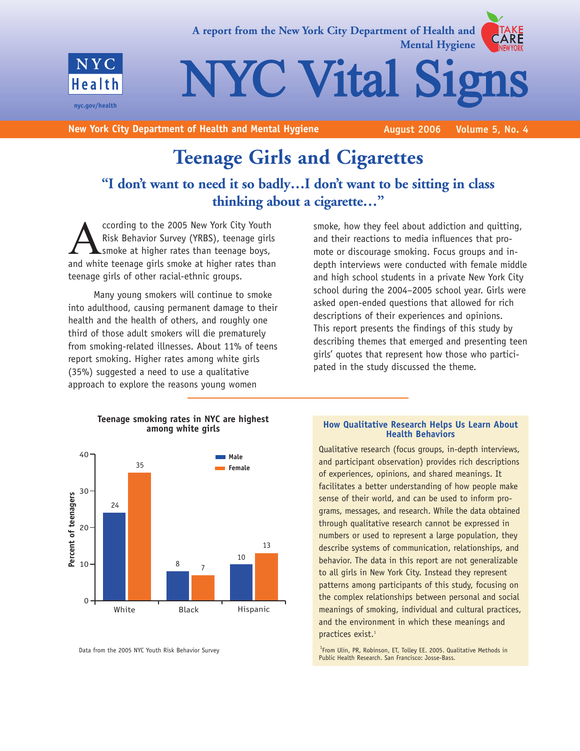A report from the New York City Department of Health and Mental Hygiene

# NYC Vital Signs

New York City Department of Health and Mental Hygiene — August 2006 — Volume 5, No. 4

## Teenage Girls and Cigarettes

### "I don't want to need it so badly…I don't want to be sitting in class thinking about a cigarette…"

According to the 2005 New York City Youth Risk Behavior Survey (YRBS), teenage girls smoke at higher rates than teenage boys, and white teenage girls smoke at higher rates than teenage girls of other racial-ethnic groups.

Many young smokers will continue to smoke into adulthood, causing permanent damage to their health and the health of others, and roughly one third of those adult smokers will die prematurely from smoking-related illnesses. About 11% of teens report smoking. Higher rates among white girls (35%) suggested a need to use a qualitative approach to explore the reasons young women smoke, how they feel about addiction and quitting, and their reactions to media influences that promote or discourage smoking. Focus groups and in-depth interviews were conducted with female middle and high school students in a private New York City school during the 2004–2005 school year. Girls were asked open-ended questions that allowed for rich descriptions of their experiences and opinions. This report presents the findings of this study by describing themes that emerged and presenting teen girls' quotes that represent how those who participated in the study discussed the theme.

**Teenage smoking rates in NYC are highest among white girls**

Percent of teenagers

| | Male | Female |
|---|---|---|
| White | 24 | 35 |
| Black | 8 | 7 |
| Hispanic | 10 | 13 |

Data from the 2005 NYC Youth Risk Behavior Survey

**How Qualitative Research Helps Us Learn About Health Behaviors**

Qualitative research (focus groups, in-depth interviews, and participant observation) provides rich descriptions of experiences, opinions, and shared meanings. It facilitates a better understanding of how people make sense of their world, and can be used to inform programs, messages, and research. While the data obtained through qualitative research cannot be expressed in numbers or used to represent a large population, they describe systems of communication, relationships, and behavior. The data in this report are not generalizable to all girls in New York City. Instead they represent patterns among participants of this study, focusing on the complex relationships between personal and social meanings of smoking, individual and cultural practices, and the environment in which these meanings and practices exist.[1]

[1] From Ulin, PR, Robinson, ET, Tolley EE. 2005. Qualitative Methods in Public Health Research. San Francisco: Josse-Bass.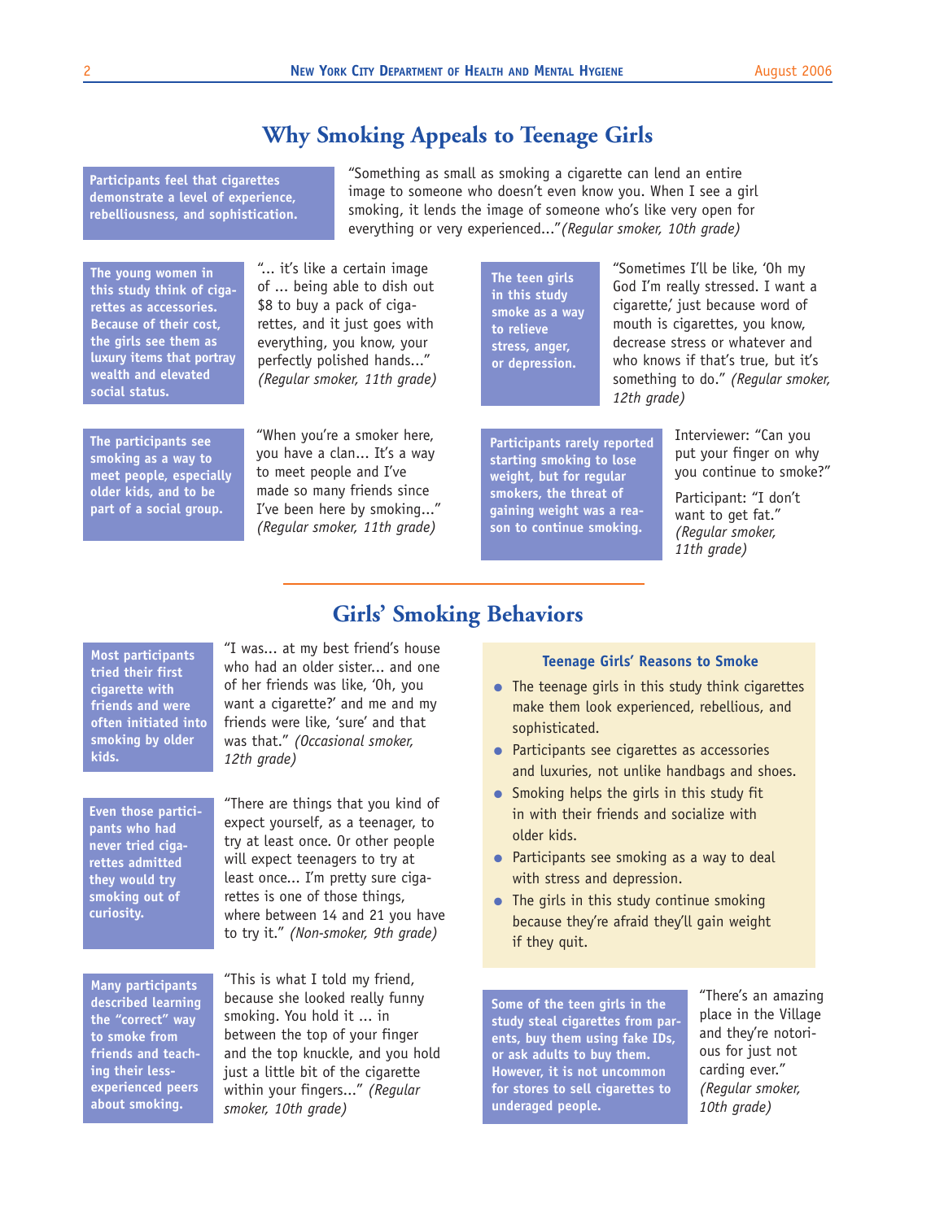## Why Smoking Appeals to Teenage Girls

**Participants feel that cigarettes demonstrate a level of experience, rebelliousness, and sophistication.**

"Something as small as smoking a cigarette can lend an entire image to someone who doesn't even know you. When I see a girl smoking, it lends the image of someone who's like very open for everything or very experienced..." *(Regular smoker, 10th grade)*

**The young women in this study think of cigarettes as accessories. Because of their cost, the girls see them as luxury items that portray wealth and elevated social status.**

"... it's like a certain image of ... being able to dish out $8 to buy a pack of cigarettes, and it just goes with everything, you know, your perfectly polished hands..." *(Regular smoker, 11th grade)*

**The participants see smoking as a way to meet people, especially older kids, and to be part of a social group.**

"When you're a smoker here, you have a clan... It's a way to meet people and I've made so many friends since I've been here by smoking..." *(Regular smoker, 11th grade)*

**The teen girls in this study smoke as a way to relieve stress, anger, or depression.**

"Sometimes I'll be like, 'Oh my God I'm really stressed. I want a cigarette,' just because word of mouth is cigarettes, you know, decrease stress or whatever and who knows if that's true, but it's something to do." *(Regular smoker, 12th grade)*

**Participants rarely reported starting smoking to lose weight, but for regular smokers, the threat of gaining weight was a reason to continue smoking.**

Interviewer: "Can you put your finger on why you continue to smoke?"

Participant: "I don't want to get fat." *(Regular smoker, 11th grade)*

## Girls' Smoking Behaviors

**Most participants tried their first cigarette with friends and were often initiated into smoking by older kids.**

"I was... at my best friend's house who had an older sister... and one of her friends was like, 'Oh, you want a cigarette?' and me and my friends were like, 'sure' and that was that." *(Occasional smoker, 12th grade)*

**Even those participants who had never tried cigarettes admitted they would try smoking out of curiosity.**

"There are things that you kind of expect yourself, as a teenager, to try at least once. Or other people will expect teenagers to try at least once... I'm pretty sure cigarettes is one of those things, where between 14 and 21 you have to try it." *(Non-smoker, 9th grade)*

**Many participants described learning the "correct" way to smoke from friends and teaching their less-experienced peers about smoking.**

"This is what I told my friend, because she looked really funny smoking. You hold it ... in between the top of your finger and the top knuckle, and you hold just a little bit of the cigarette within your fingers..." *(Regular smoker, 10th grade)*

### Teenage Girls' Reasons to Smoke

- The teenage girls in this study think cigarettes make them look experienced, rebellious, and sophisticated.
- Participants see cigarettes as accessories and luxuries, not unlike handbags and shoes.
- Smoking helps the girls in this study fit in with their friends and socialize with older kids.
- Participants see smoking as a way to deal with stress and depression.
- The girls in this study continue smoking because they're afraid they'll gain weight if they quit.

**Some of the teen girls in the study steal cigarettes from parents, buy them using fake IDs, or ask adults to buy them. However, it is not uncommon for stores to sell cigarettes to underaged people.**

"There's an amazing place in the Village and they're notorious for just not carding ever." *(Regular smoker, 10th grade)*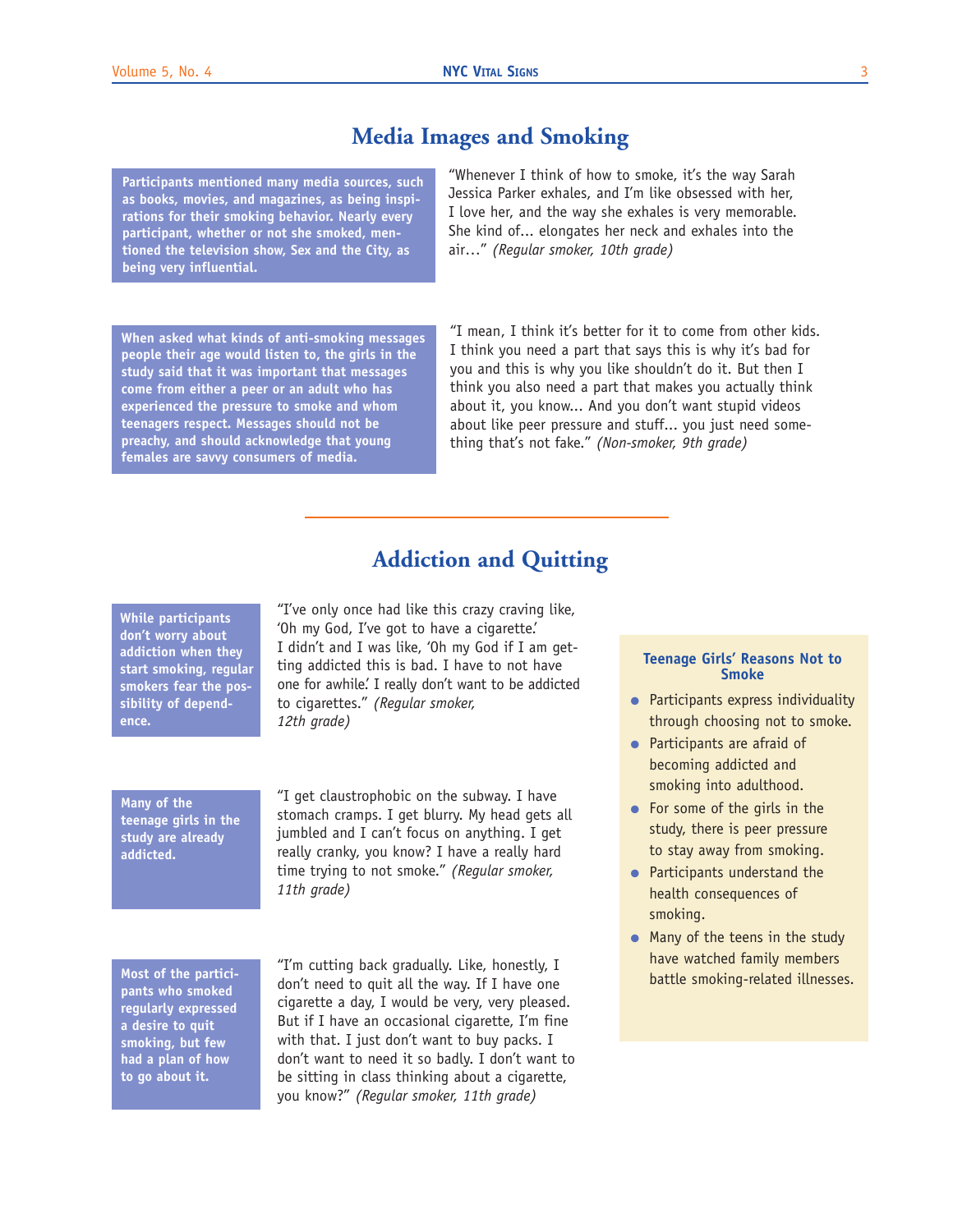## Media Images and Smoking

**Participants mentioned many media sources, such as books, movies, and magazines, as being inspirations for their smoking behavior. Nearly every participant, whether or not she smoked, mentioned the television show, Sex and the City, as being very influential.**

"Whenever I think of how to smoke, it's the way Sarah Jessica Parker exhales, and I'm like obsessed with her, I love her, and the way she exhales is very memorable. She kind of... elongates her neck and exhales into the air..." *(Regular smoker, 10th grade)*

**When asked what kinds of anti-smoking messages people their age would listen to, the girls in the study said that it was important that messages come from either a peer or an adult who has experienced the pressure to smoke and whom teenagers respect. Messages should not be preachy, and should acknowledge that young females are savvy consumers of media.**

"I mean, I think it's better for it to come from other kids. I think you need a part that says this is why it's bad for you and this is why you like shouldn't do it. But then I think you also need a part that makes you actually think about it, you know... And you don't want stupid videos about like peer pressure and stuff... you just need something that's not fake." *(Non-smoker, 9th grade)*

## Addiction and Quitting

**While participants don't worry about addiction when they start smoking, regular smokers fear the possibility of dependence.**

"I've only once had like this crazy craving like, 'Oh my God, I've got to have a cigarette.' I didn't and I was like, 'Oh my God if I am getting addicted this is bad. I have to not have one for awhile.' I really don't want to be addicted to cigarettes." *(Regular smoker, 12th grade)*

**Many of the teenage girls in the study are already addicted.**

"I get claustrophobic on the subway. I have stomach cramps. I get blurry. My head gets all jumbled and I can't focus on anything. I get really cranky, you know? I have a really hard time trying to not smoke." *(Regular smoker, 11th grade)*

**Most of the participants who smoked regularly expressed a desire to quit smoking, but few had a plan of how to go about it.**

"I'm cutting back gradually. Like, honestly, I don't need to quit all the way. If I have one cigarette a day, I would be very, very pleased. But if I have an occasional cigarette, I'm fine with that. I just don't want to buy packs. I don't want to need it so badly. I don't want to be sitting in class thinking about a cigarette, you know?" *(Regular smoker, 11th grade)*

### Teenage Girls' Reasons Not to Smoke

- Participants express individuality through choosing not to smoke.
- Participants are afraid of becoming addicted and smoking into adulthood.
- For some of the girls in the study, there is peer pressure to stay away from smoking.
- Participants understand the health consequences of smoking.
- Many of the teens in the study have watched family members battle smoking-related illnesses.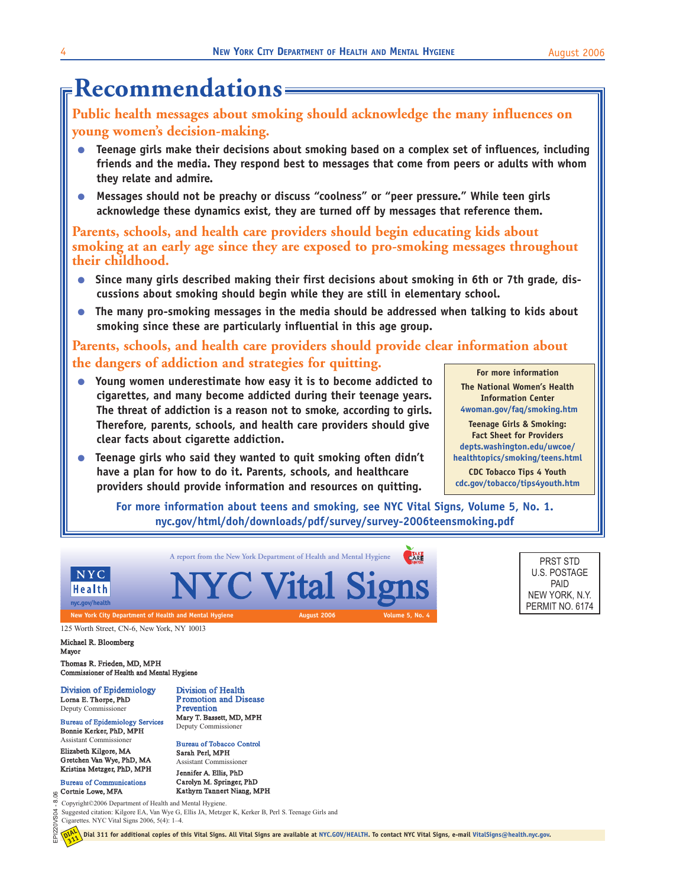# Recommendations

## Public health messages about smoking should acknowledge the many influences on young women's decision-making.

- **Teenage girls make their decisions about smoking based on a complex set of influences, including friends and the media. They respond best to messages that come from peers or adults with whom they relate and admire.**
- **Messages should not be preachy or discuss "coolness" or "peer pressure." While teen girls acknowledge these dynamics exist, they are turned off by messages that reference them.**

## Parents, schools, and health care providers should begin educating kids about smoking at an early age since they are exposed to pro-smoking messages throughout their childhood.

- **Since many girls described making their first decisions about smoking in 6th or 7th grade, discussions about smoking should begin while they are still in elementary school.**
- **The many pro-smoking messages in the media should be addressed when talking to kids about smoking since these are particularly influential in this age group.**

## Parents, schools, and health care providers should provide clear information about the dangers of addiction and strategies for quitting.

- **Young women underestimate how easy it is to become addicted to cigarettes, and many become addicted during their teenage years. The threat of addiction is a reason not to smoke, according to girls. Therefore, parents, schools, and health care providers should give clear facts about cigarette addiction.**
- **Teenage girls who said they wanted to quit smoking often didn't have a plan for how to do it. Parents, schools, and healthcare providers should provide information and resources on quitting.**

**For more information**

**The National Women's Health Information Center**
4woman.gov/faq/smoking.htm

**Teenage Girls & Smoking: Fact Sheet for Providers**
depts.washington.edu/uwcoe/healthtopics/smoking/teens.html

**CDC Tobacco Tips 4 Youth**
cdc.gov/tobacco/tips4youth.htm

**For more information about teens and smoking, see NYC Vital Signs, Volume 5, No. 1.**
**nyc.gov/html/doh/downloads/pdf/survey/survey-2006teensmoking.pdf**

---

A report from the New York Department of Health and Mental Hygiene

NYC Health
nyc.gov/health

# NYC Vital Signs

New York City Department of Health and Mental Hygiene — August 2006 — Volume 5, No. 4

125 Worth Street, CN-6, New York, NY 10013

PRST STD
U.S. POSTAGE
PAID
NEW YORK, N.Y.
PERMIT NO. 6174

**Michael R. Bloomberg**
**Mayor**

**Thomas R. Frieden, MD, MPH**
**Commissioner of Health and Mental Hygiene**

**Division of Epidemiology**
**Lorna E. Thorpe, PhD**
Deputy Commissioner

**Bureau of Epidemiology Services**
**Bonnie Kerker, PhD, MPH**
Assistant Commissioner

**Elizabeth Kilgore, MA**
**Gretchen Van Wye, PhD, MA**
**Kristina Metzger, PhD, MPH**

**Bureau of Communications**
**Cortnie Lowe, MFA**

**Division of Health Promotion and Disease Prevention**
**Mary T. Bassett, MD, MPH**
Deputy Commissioner

**Bureau of Tobacco Control**
**Sarah Perl, MPH**
Assistant Commissioner

**Jennifer A. Ellis, PhD**
**Carolyn M. Springer, PhD**
**Kathyrn Tannert Niang, MPH**

Copyright©2006 Department of Health and Mental Hygiene.
Suggested citation: Kilgore EA, Van Wye G, Ellis JA, Metzger K, Kerker B, Perl S. Teenage Girls and Cigarettes. NYC Vital Signs 2006, 5(4): 1–4.

EPI220VS04 - 8.06

**Dial 311 for additional copies of this Vital Signs. All Vital Signs are available at NYC.GOV/HEALTH. To contact NYC Vital Signs, e-mail VitalSigns@health.nyc.gov.**